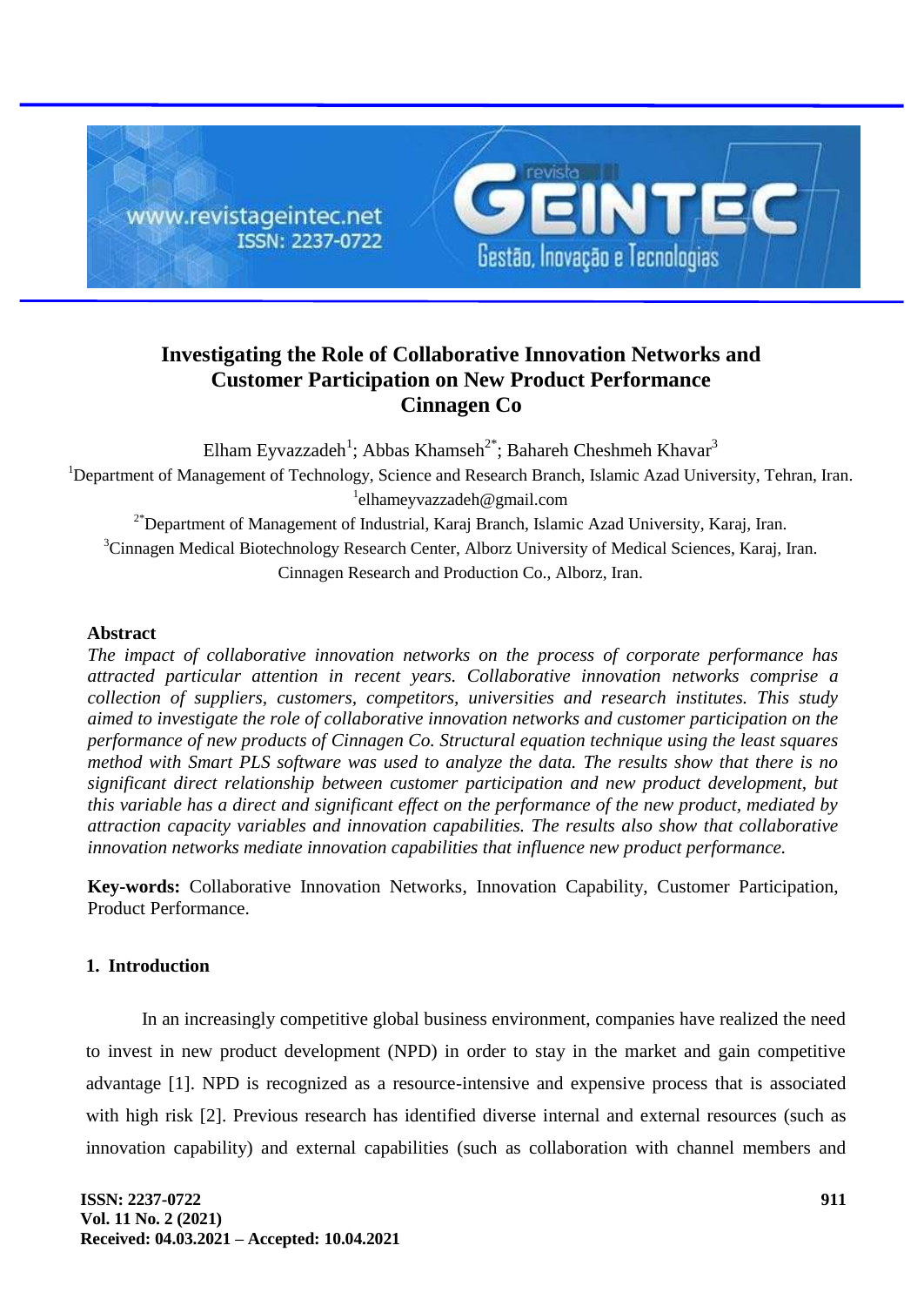# Investigating the Role of Collaborative Innovation Networks and Customer Participation on New Product Performance Cinnagen Co

Elham Eyvazzadeh[1]; Abbas Khamseh[2*]; Bahareh Cheshmeh Khavar[3]

[1]Department of Management of Technology, Science and Research Branch, Islamic Azad University, Tehran, Iran.
[1]elhameyvazzadeh@gmail.com

[2*]Department of Management of Industrial, Karaj Branch, Islamic Azad University, Karaj, Iran.

[3]Cinnagen Medical Biotechnology Research Center, Alborz University of Medical Sciences, Karaj, Iran.
Cinnagen Research and Production Co., Alborz, Iran.

## Abstract

*The impact of collaborative innovation networks on the process of corporate performance has attracted particular attention in recent years. Collaborative innovation networks comprise a collection of suppliers, customers, competitors, universities and research institutes. This study aimed to investigate the role of collaborative innovation networks and customer participation on the performance of new products of Cinnagen Co. Structural equation technique using the least squares method with Smart PLS software was used to analyze the data. The results show that there is no significant direct relationship between customer participation and new product development, but this variable has a direct and significant effect on the performance of the new product, mediated by attraction capacity variables and innovation capabilities. The results also show that collaborative innovation networks mediate innovation capabilities that influence new product performance.*

**Key-words:** Collaborative Innovation Networks, Innovation Capability, Customer Participation, Product Performance.

## 1. Introduction

In an increasingly competitive global business environment, companies have realized the need to invest in new product development (NPD) in order to stay in the market and gain competitive advantage [1]. NPD is recognized as a resource-intensive and expensive process that is associated with high risk [2]. Previous research has identified diverse internal and external resources (such as innovation capability) and external capabilities (such as collaboration with channel members and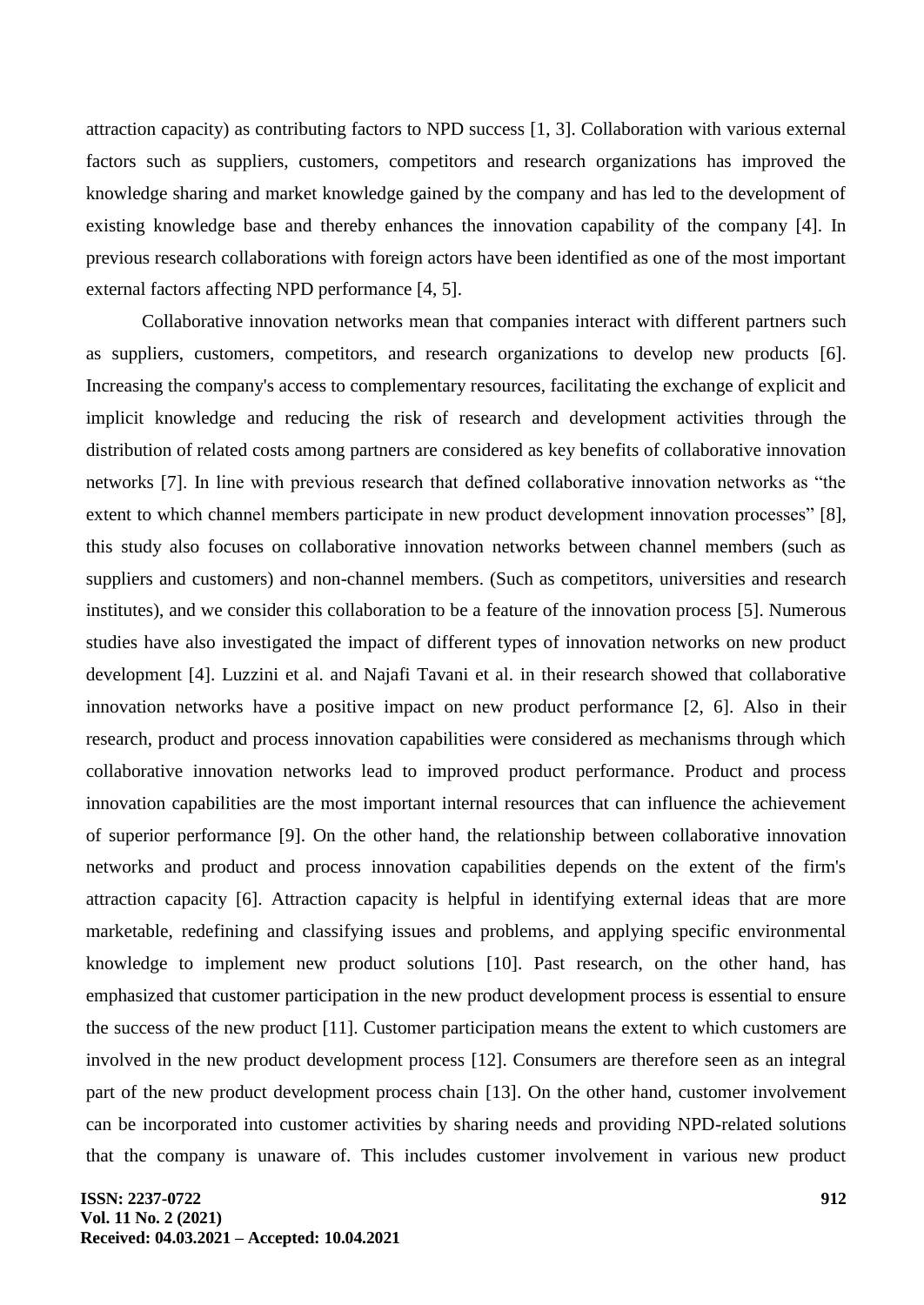attraction capacity) as contributing factors to NPD success [1, 3]. Collaboration with various external factors such as suppliers, customers, competitors and research organizations has improved the knowledge sharing and market knowledge gained by the company and has led to the development of existing knowledge base and thereby enhances the innovation capability of the company [4]. In previous research collaborations with foreign actors have been identified as one of the most important external factors affecting NPD performance [4, 5].

Collaborative innovation networks mean that companies interact with different partners such as suppliers, customers, competitors, and research organizations to develop new products [6]. Increasing the company's access to complementary resources, facilitating the exchange of explicit and implicit knowledge and reducing the risk of research and development activities through the distribution of related costs among partners are considered as key benefits of collaborative innovation networks [7]. In line with previous research that defined collaborative innovation networks as "the extent to which channel members participate in new product development innovation processes" [8], this study also focuses on collaborative innovation networks between channel members (such as suppliers and customers) and non-channel members. (Such as competitors, universities and research institutes), and we consider this collaboration to be a feature of the innovation process [5]. Numerous studies have also investigated the impact of different types of innovation networks on new product development [4]. Luzzini et al. and Najafi Tavani et al. in their research showed that collaborative innovation networks have a positive impact on new product performance [2, 6]. Also in their research, product and process innovation capabilities were considered as mechanisms through which collaborative innovation networks lead to improved product performance. Product and process innovation capabilities are the most important internal resources that can influence the achievement of superior performance [9]. On the other hand, the relationship between collaborative innovation networks and product and process innovation capabilities depends on the extent of the firm's attraction capacity [6]. Attraction capacity is helpful in identifying external ideas that are more marketable, redefining and classifying issues and problems, and applying specific environmental knowledge to implement new product solutions [10]. Past research, on the other hand, has emphasized that customer participation in the new product development process is essential to ensure the success of the new product [11]. Customer participation means the extent to which customers are involved in the new product development process [12]. Consumers are therefore seen as an integral part of the new product development process chain [13]. On the other hand, customer involvement can be incorporated into customer activities by sharing needs and providing NPD-related solutions that the company is unaware of. This includes customer involvement in various new product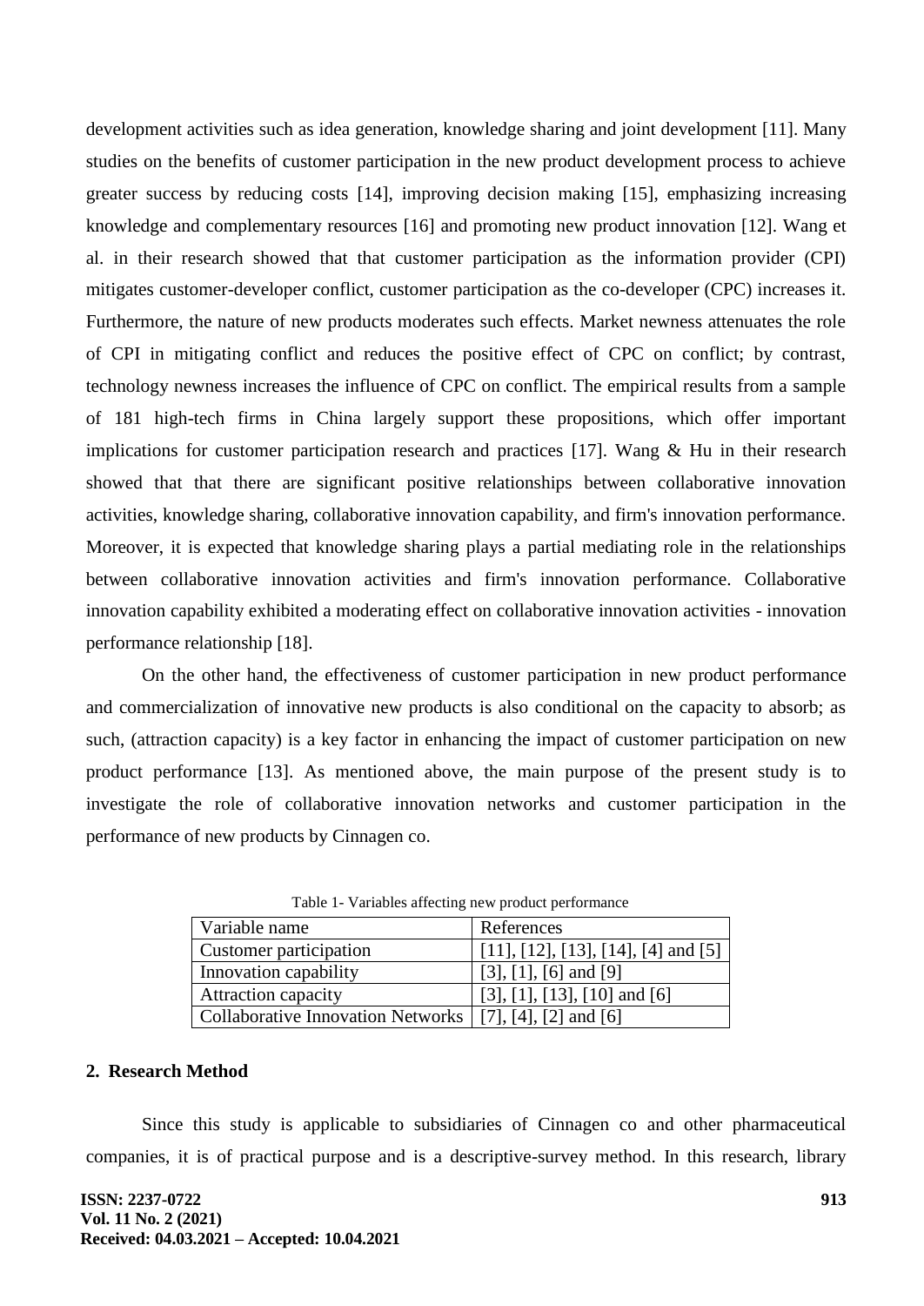development activities such as idea generation, knowledge sharing and joint development [11]. Many studies on the benefits of customer participation in the new product development process to achieve greater success by reducing costs [14], improving decision making [15], emphasizing increasing knowledge and complementary resources [16] and promoting new product innovation [12]. Wang et al. in their research showed that that customer participation as the information provider (CPI) mitigates customer-developer conflict, customer participation as the co-developer (CPC) increases it. Furthermore, the nature of new products moderates such effects. Market newness attenuates the role of CPI in mitigating conflict and reduces the positive effect of CPC on conflict; by contrast, technology newness increases the influence of CPC on conflict. The empirical results from a sample of 181 high-tech firms in China largely support these propositions, which offer important implications for customer participation research and practices [17]. Wang & Hu in their research showed that that there are significant positive relationships between collaborative innovation activities, knowledge sharing, collaborative innovation capability, and firm's innovation performance. Moreover, it is expected that knowledge sharing plays a partial mediating role in the relationships between collaborative innovation activities and firm's innovation performance. Collaborative innovation capability exhibited a moderating effect on collaborative innovation activities - innovation performance relationship [18].

On the other hand, the effectiveness of customer participation in new product performance and commercialization of innovative new products is also conditional on the capacity to absorb; as such, (attraction capacity) is a key factor in enhancing the impact of customer participation on new product performance [13]. As mentioned above, the main purpose of the present study is to investigate the role of collaborative innovation networks and customer participation in the performance of new products by Cinnagen co.

Table 1- Variables affecting new product performance

| Variable name | References |
| --- | --- |
| Customer participation | [11], [12], [13], [14], [4] and [5] |
| Innovation capability | [3], [1], [6] and [9] |
| Attraction capacity | [3], [1], [13], [10] and [6] |
| Collaborative Innovation Networks | [7], [4], [2] and [6] |

## 2. Research Method

Since this study is applicable to subsidiaries of Cinnagen co and other pharmaceutical companies, it is of practical purpose and is a descriptive-survey method. In this research, library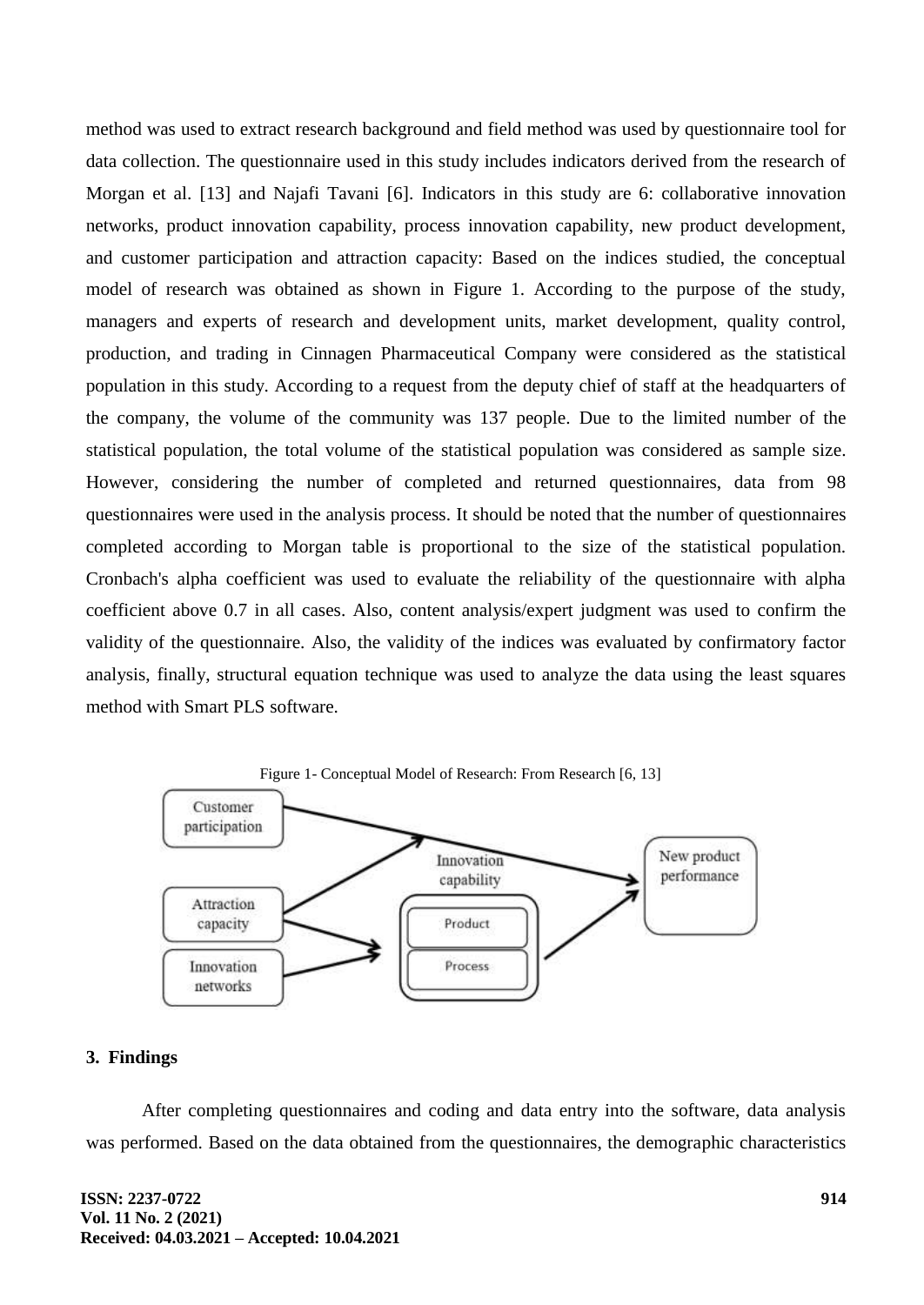method was used to extract research background and field method was used by questionnaire tool for data collection. The questionnaire used in this study includes indicators derived from the research of Morgan et al. [13] and Najafi Tavani [6]. Indicators in this study are 6: collaborative innovation networks, product innovation capability, process innovation capability, new product development, and customer participation and attraction capacity: Based on the indices studied, the conceptual model of research was obtained as shown in Figure 1. According to the purpose of the study, managers and experts of research and development units, market development, quality control, production, and trading in Cinnagen Pharmaceutical Company were considered as the statistical population in this study. According to a request from the deputy chief of staff at the headquarters of the company, the volume of the community was 137 people. Due to the limited number of the statistical population, the total volume of the statistical population was considered as sample size. However, considering the number of completed and returned questionnaires, data from 98 questionnaires were used in the analysis process. It should be noted that the number of questionnaires completed according to Morgan table is proportional to the size of the statistical population. Cronbach's alpha coefficient was used to evaluate the reliability of the questionnaire with alpha coefficient above 0.7 in all cases. Also, content analysis/expert judgment was used to confirm the validity of the questionnaire. Also, the validity of the indices was evaluated by confirmatory factor analysis, finally, structural equation technique was used to analyze the data using the least squares method with Smart PLS software.

Figure 1- Conceptual Model of Research: From Research [6, 13]

## 3. Findings

After completing questionnaires and coding and data entry into the software, data analysis was performed. Based on the data obtained from the questionnaires, the demographic characteristics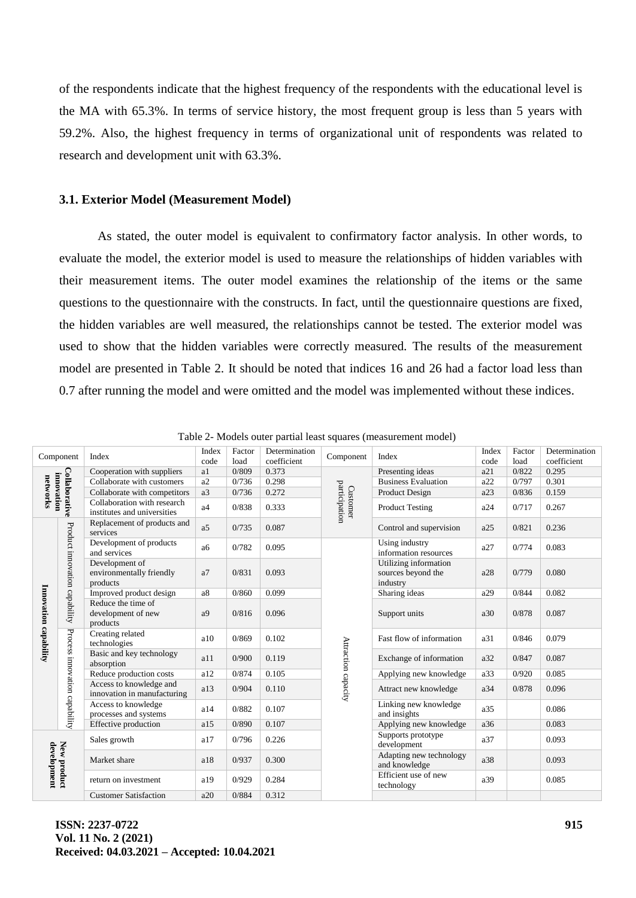of the respondents indicate that the highest frequency of the respondents with the educational level is the MA with 65.3%. In terms of service history, the most frequent group is less than 5 years with 59.2%. Also, the highest frequency in terms of organizational unit of respondents was related to research and development unit with 63.3%.

### 3.1. Exterior Model (Measurement Model)

As stated, the outer model is equivalent to confirmatory factor analysis. In other words, to evaluate the model, the exterior model is used to measure the relationships of hidden variables with their measurement items. The outer model examines the relationship of the items or the same questions to the questionnaire with the constructs. In fact, until the questionnaire questions are fixed, the hidden variables are well measured, the relationships cannot be tested. The exterior model was used to show that the hidden variables were correctly measured. The results of the measurement model are presented in Table 2. It should be noted that indices 16 and 26 had a factor load less than 0.7 after running the model and were omitted and the model was implemented without these indices.

Table 2- Models outer partial least squares (measurement model)

| Component | | Index | Index code | Factor load | Determination coefficient | Component | Index | Index code | Factor load | Determination coefficient |
|---|---|---|---|---|---|---|---|---|---|---|
| Collaborative innovation networks | | Cooperation with suppliers | a1 | 0/809 | 0.373 | Customer participation | Presenting ideas | a21 | 0/822 | 0.295 |
| | | Collaborate with customers | a2 | 0/736 | 0.298 | | Business Evaluation | a22 | 0/797 | 0.301 |
| | | Collaborate with competitors | a3 | 0/736 | 0.272 | | Product Design | a23 | 0/836 | 0.159 |
| | | Collaboration with research institutes and universities | a4 | 0/838 | 0.333 | | Product Testing | a24 | 0/717 | 0.267 |
| Innovation capability | Product innovation capability | Replacement of products and services | a5 | 0/735 | 0.087 | | Control and supervision | a25 | 0/821 | 0.236 |
| | | Development of products and services | a6 | 0/782 | 0.095 | Attraction capacity | Using industry information resources | a27 | 0/774 | 0.083 |
| | | Development of environmentally friendly products | a7 | 0/831 | 0.093 | | Utilizing information sources beyond the industry | a28 | 0/779 | 0.080 |
| | | Improved product design | a8 | 0/860 | 0.099 | | Sharing ideas | a29 | 0/844 | 0.082 |
| | | Reduce the time of development of new products | a9 | 0/816 | 0.096 | | Support units | a30 | 0/878 | 0.087 |
| | Process innovation capability | Creating related technologies | a10 | 0/869 | 0.102 | | Fast flow of information | a31 | 0/846 | 0.079 |
| | | Basic and key technology absorption | a11 | 0/900 | 0.119 | | Exchange of information | a32 | 0/847 | 0.087 |
| | | Reduce production costs | a12 | 0/874 | 0.105 | | Applying new knowledge | a33 | 0/920 | 0.085 |
| | | Access to knowledge and innovation in manufacturing | a13 | 0/904 | 0.110 | | Attract new knowledge | a34 | 0/878 | 0.096 |
| | | Access to knowledge processes and systems | a14 | 0/882 | 0.107 | | Linking new knowledge and insights | a35 | | 0.086 |
| | | Effective production | a15 | 0/890 | 0.107 | | Applying new knowledge | a36 | | 0.083 |
| New product development | | Sales growth | a17 | 0/796 | 0.226 | | Supports prototype development | a37 | | 0.093 |
| | | Market share | a18 | 0/937 | 0.300 | | Adapting new technology and knowledge | a38 | | 0.093 |
| | | return on investment | a19 | 0/929 | 0.284 | | Efficient use of new technology | a39 | | 0.085 |
| | | Customer Satisfaction | a20 | 0/884 | 0.312 | | | | | |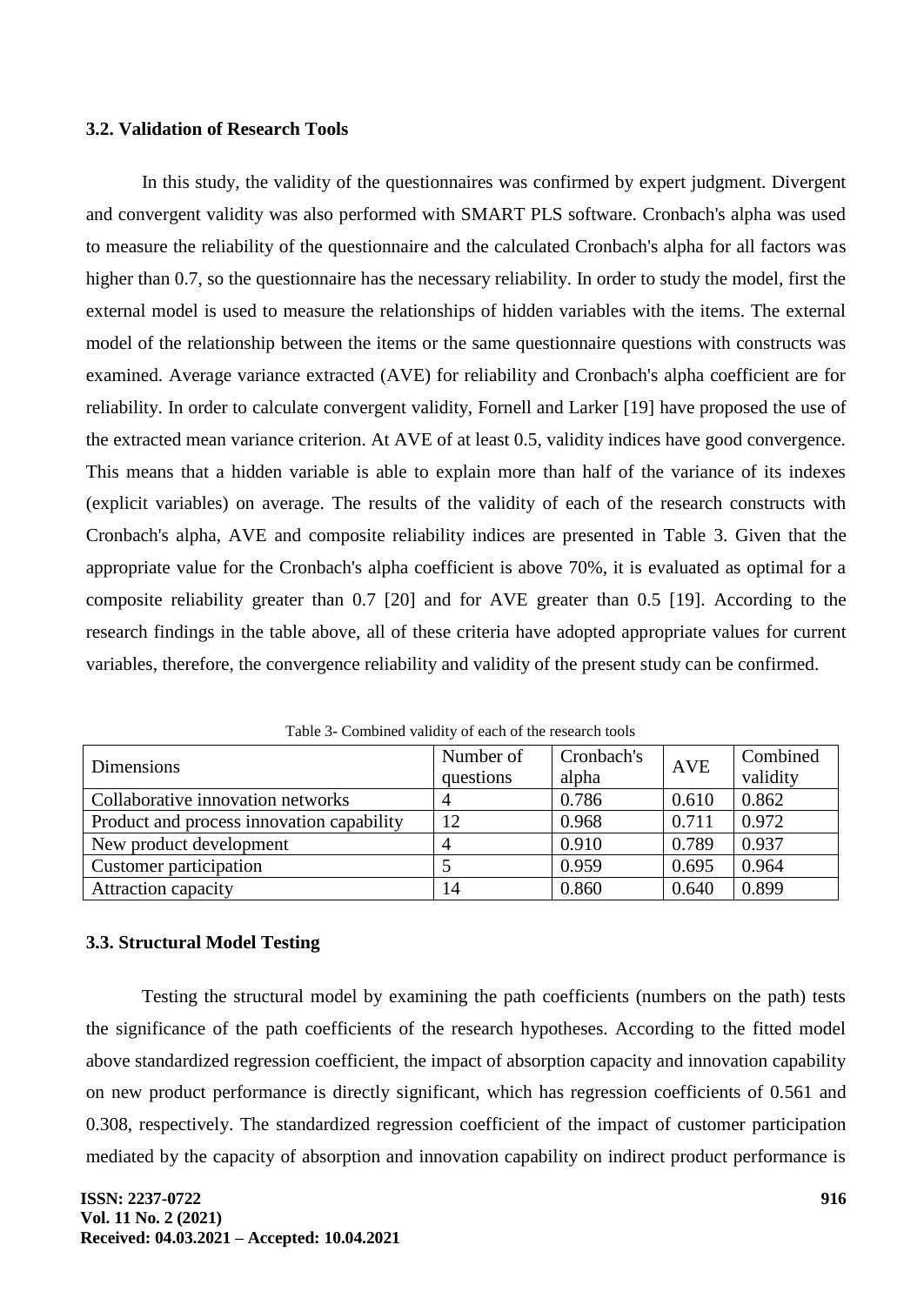### 3.2. Validation of Research Tools

In this study, the validity of the questionnaires was confirmed by expert judgment. Divergent and convergent validity was also performed with SMART PLS software. Cronbach's alpha was used to measure the reliability of the questionnaire and the calculated Cronbach's alpha for all factors was higher than 0.7, so the questionnaire has the necessary reliability. In order to study the model, first the external model is used to measure the relationships of hidden variables with the items. The external model of the relationship between the items or the same questionnaire questions with constructs was examined. Average variance extracted (AVE) for reliability and Cronbach's alpha coefficient are for reliability. In order to calculate convergent validity, Fornell and Larker [19] have proposed the use of the extracted mean variance criterion. At AVE of at least 0.5, validity indices have good convergence. This means that a hidden variable is able to explain more than half of the variance of its indexes (explicit variables) on average. The results of the validity of each of the research constructs with Cronbach's alpha, AVE and composite reliability indices are presented in Table 3. Given that the appropriate value for the Cronbach's alpha coefficient is above 70%, it is evaluated as optimal for a composite reliability greater than 0.7 [20] and for AVE greater than 0.5 [19]. According to the research findings in the table above, all of these criteria have adopted appropriate values for current variables, therefore, the convergence reliability and validity of the present study can be confirmed.

Table 3- Combined validity of each of the research tools

| Dimensions | Number of questions | Cronbach's alpha | AVE | Combined validity |
|---|---|---|---|---|
| Collaborative innovation networks | 4 | 0.786 | 0.610 | 0.862 |
| Product and process innovation capability | 12 | 0.968 | 0.711 | 0.972 |
| New product development | 4 | 0.910 | 0.789 | 0.937 |
| Customer participation | 5 | 0.959 | 0.695 | 0.964 |
| Attraction capacity | 14 | 0.860 | 0.640 | 0.899 |

### 3.3. Structural Model Testing

Testing the structural model by examining the path coefficients (numbers on the path) tests the significance of the path coefficients of the research hypotheses. According to the fitted model above standardized regression coefficient, the impact of absorption capacity and innovation capability on new product performance is directly significant, which has regression coefficients of 0.561 and 0.308, respectively. The standardized regression coefficient of the impact of customer participation mediated by the capacity of absorption and innovation capability on indirect product performance is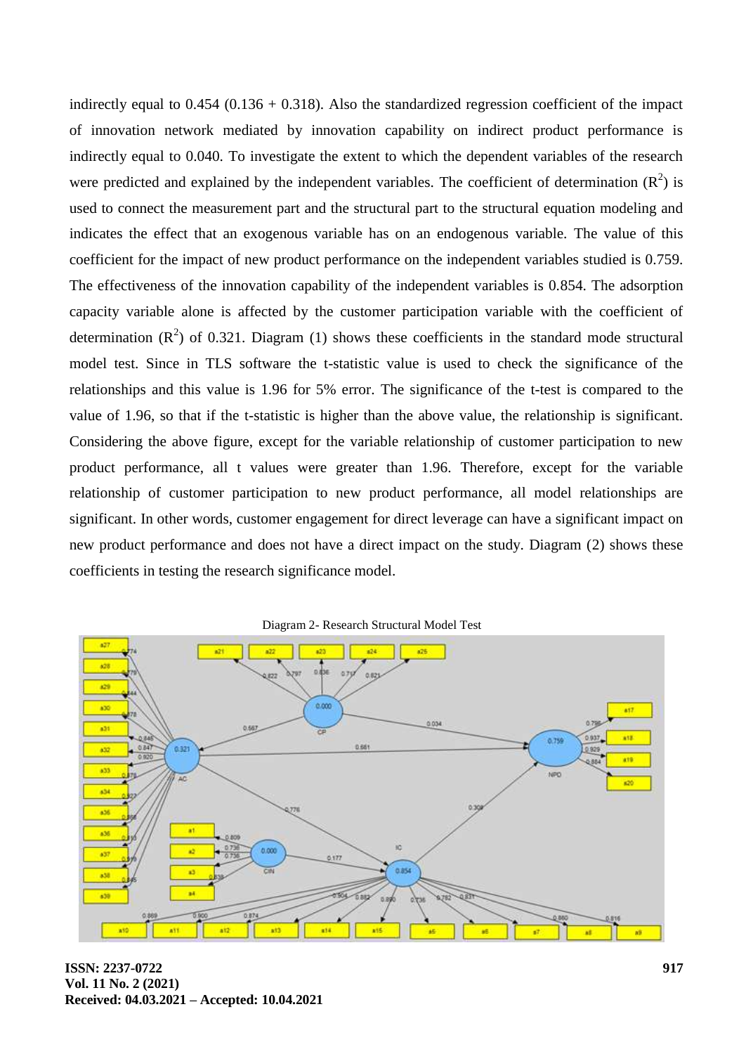indirectly equal to 0.454 (0.136 + 0.318). Also the standardized regression coefficient of the impact of innovation network mediated by innovation capability on indirect product performance is indirectly equal to 0.040. To investigate the extent to which the dependent variables of the research were predicted and explained by the independent variables. The coefficient of determination ($R^2$) is used to connect the measurement part and the structural part to the structural equation modeling and indicates the effect that an exogenous variable has on an endogenous variable. The value of this coefficient for the impact of new product performance on the independent variables studied is 0.759. The effectiveness of the innovation capability of the independent variables is 0.854. The adsorption capacity variable alone is affected by the customer participation variable with the coefficient of determination ($R^2$) of 0.321. Diagram (1) shows these coefficients in the standard mode structural model test. Since in TLS software the t-statistic value is used to check the significance of the relationships and this value is 1.96 for 5% error. The significance of the t-test is compared to the value of 1.96, so that if the t-statistic is higher than the above value, the relationship is significant. Considering the above figure, except for the variable relationship of customer participation to new product performance, all t values were greater than 1.96. Therefore, except for the variable relationship of customer participation to new product performance, all model relationships are significant. In other words, customer engagement for direct leverage can have a significant impact on new product performance and does not have a direct impact on the study. Diagram (2) shows these coefficients in testing the research significance model.

Diagram 2- Research Structural Model Test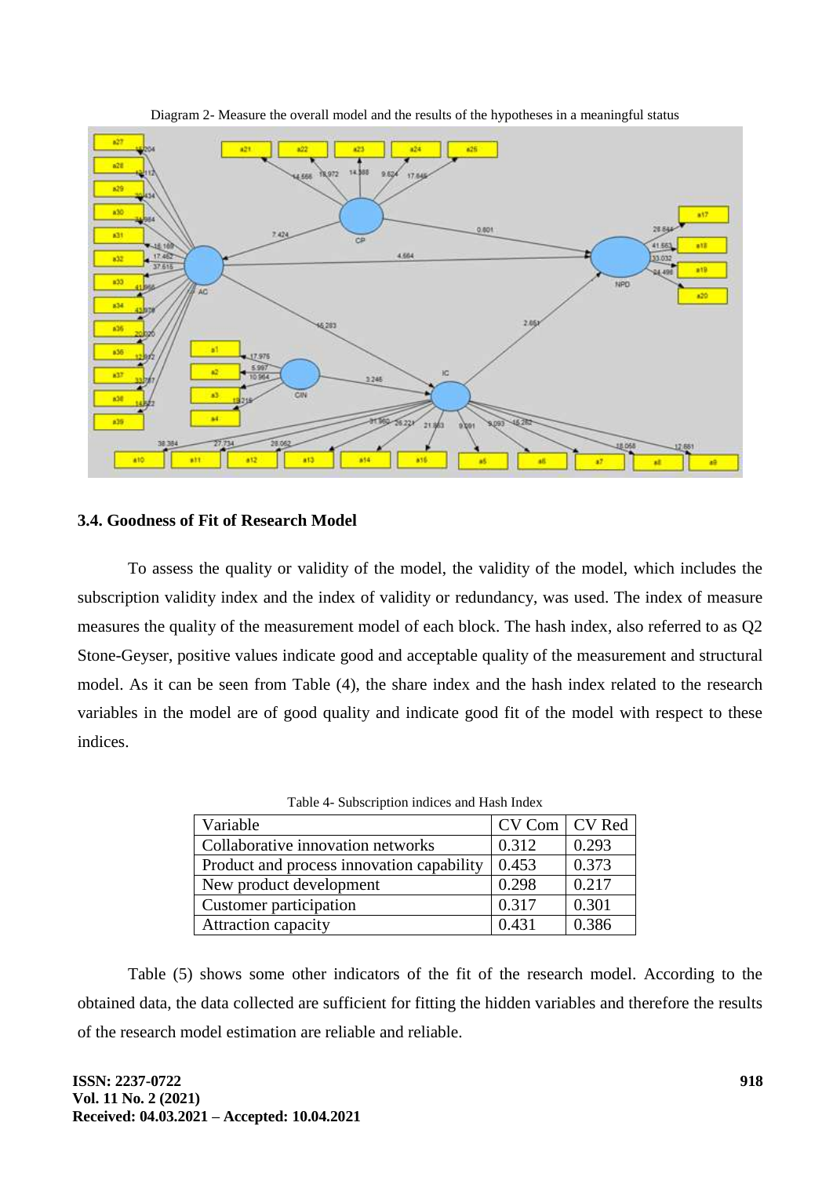Diagram 2- Measure the overall model and the results of the hypotheses in a meaningful status

### 3.4. Goodness of Fit of Research Model

To assess the quality or validity of the model, the validity of the model, which includes the subscription validity index and the index of validity or redundancy, was used. The index of measure measures the quality of the measurement model of each block. The hash index, also referred to as Q2 Stone-Geyser, positive values indicate good and acceptable quality of the measurement and structural model. As it can be seen from Table (4), the share index and the hash index related to the research variables in the model are of good quality and indicate good fit of the model with respect to these indices.

Table 4- Subscription indices and Hash Index

| Variable | CV Com | CV Red |
|---|---|---|
| Collaborative innovation networks | 0.312 | 0.293 |
| Product and process innovation capability | 0.453 | 0.373 |
| New product development | 0.298 | 0.217 |
| Customer participation | 0.317 | 0.301 |
| Attraction capacity | 0.431 | 0.386 |

Table (5) shows some other indicators of the fit of the research model. According to the obtained data, the data collected are sufficient for fitting the hidden variables and therefore the results of the research model estimation are reliable and reliable.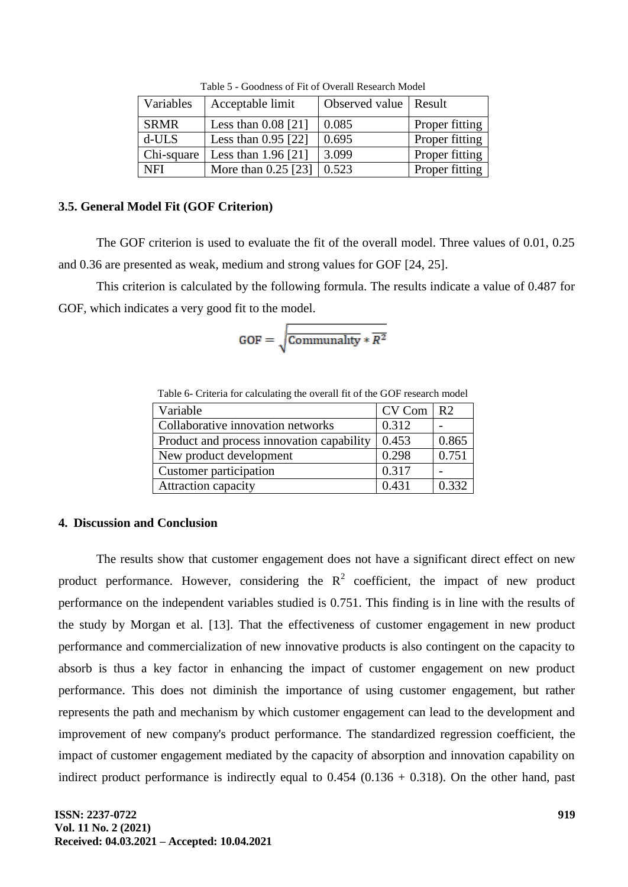Table 5 - Goodness of Fit of Overall Research Model

| Variables | Acceptable limit | Observed value | Result |
|---|---|---|---|
| SRMR | Less than 0.08 [21] | 0.085 | Proper fitting |
| d-ULS | Less than 0.95 [22] | 0.695 | Proper fitting |
| Chi-square | Less than 1.96 [21] | 3.099 | Proper fitting |
| NFI | More than 0.25 [23] | 0.523 | Proper fitting |

### 3.5. General Model Fit (GOF Criterion)

The GOF criterion is used to evaluate the fit of the overall model. Three values of 0.01, 0.25 and 0.36 are presented as weak, medium and strong values for GOF [24, 25].

This criterion is calculated by the following formula. The results indicate a value of 0.487 for GOF, which indicates a very good fit to the model.

$$GOF = \sqrt{\overline{\text{Communality}} * \overline{R^2}}$$

Table 6- Criteria for calculating the overall fit of the GOF research model

| Variable | CV Com | R2 |
|---|---|---|
| Collaborative innovation networks | 0.312 | - |
| Product and process innovation capability | 0.453 | 0.865 |
| New product development | 0.298 | 0.751 |
| Customer participation | 0.317 | - |
| Attraction capacity | 0.431 | 0.332 |

## 4. Discussion and Conclusion

The results show that customer engagement does not have a significant direct effect on new product performance. However, considering the $R^2$ coefficient, the impact of new product performance on the independent variables studied is 0.751. This finding is in line with the results of the study by Morgan et al. [13]. That the effectiveness of customer engagement in new product performance and commercialization of new innovative products is also contingent on the capacity to absorb is thus a key factor in enhancing the impact of customer engagement on new product performance. This does not diminish the importance of using customer engagement, but rather represents the path and mechanism by which customer engagement can lead to the development and improvement of new company's product performance. The standardized regression coefficient, the impact of customer engagement mediated by the capacity of absorption and innovation capability on indirect product performance is indirectly equal to 0.454 (0.136 + 0.318). On the other hand, past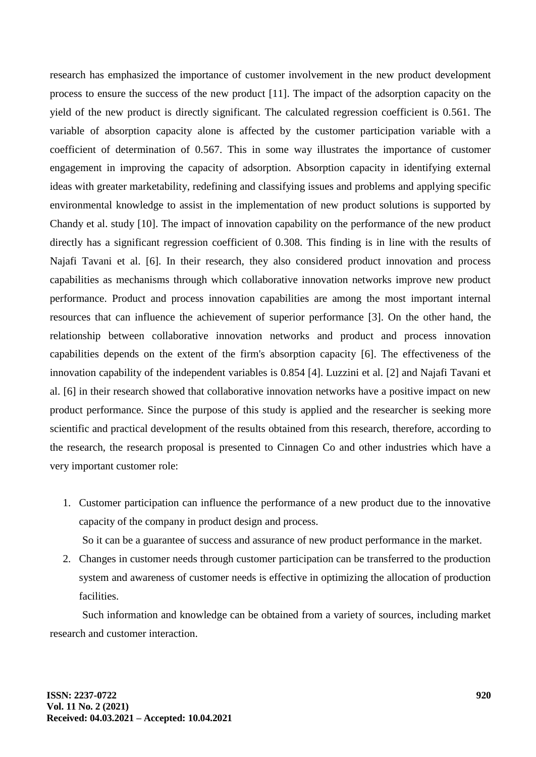research has emphasized the importance of customer involvement in the new product development process to ensure the success of the new product [11]. The impact of the adsorption capacity on the yield of the new product is directly significant. The calculated regression coefficient is 0.561. The variable of absorption capacity alone is affected by the customer participation variable with a coefficient of determination of 0.567. This in some way illustrates the importance of customer engagement in improving the capacity of adsorption. Absorption capacity in identifying external ideas with greater marketability, redefining and classifying issues and problems and applying specific environmental knowledge to assist in the implementation of new product solutions is supported by Chandy et al. study [10]. The impact of innovation capability on the performance of the new product directly has a significant regression coefficient of 0.308. This finding is in line with the results of Najafi Tavani et al. [6]. In their research, they also considered product innovation and process capabilities as mechanisms through which collaborative innovation networks improve new product performance. Product and process innovation capabilities are among the most important internal resources that can influence the achievement of superior performance [3]. On the other hand, the relationship between collaborative innovation networks and product and process innovation capabilities depends on the extent of the firm's absorption capacity [6]. The effectiveness of the innovation capability of the independent variables is 0.854 [4]. Luzzini et al. [2] and Najafi Tavani et al. [6] in their research showed that collaborative innovation networks have a positive impact on new product performance. Since the purpose of this study is applied and the researcher is seeking more scientific and practical development of the results obtained from this research, therefore, according to the research, the research proposal is presented to Cinnagen Co and other industries which have a very important customer role:

1. Customer participation can influence the performance of a new product due to the innovative capacity of the company in product design and process.

   So it can be a guarantee of success and assurance of new product performance in the market.

2. Changes in customer needs through customer participation can be transferred to the production system and awareness of customer needs is effective in optimizing the allocation of production facilities.

Such information and knowledge can be obtained from a variety of sources, including market research and customer interaction.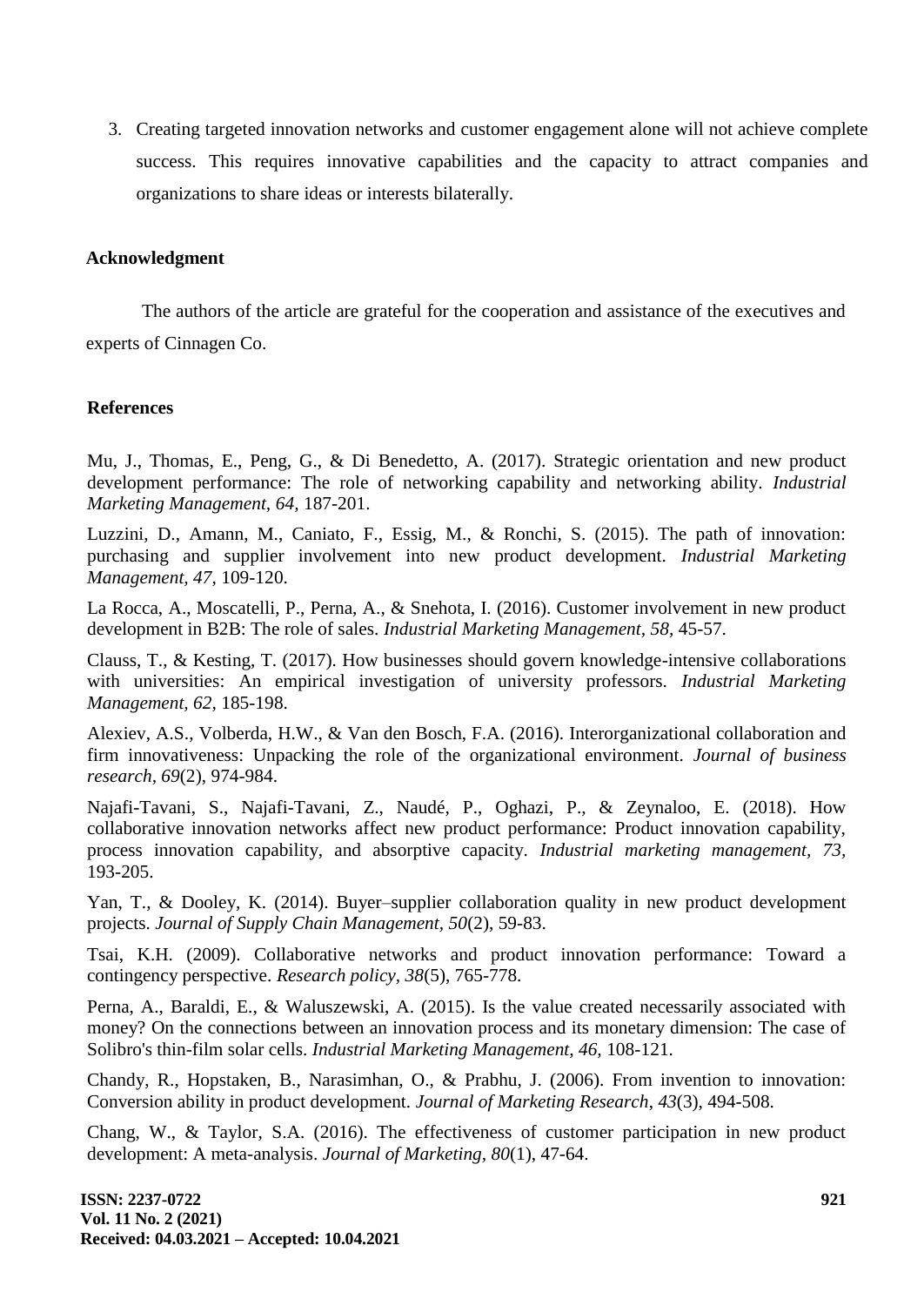3. Creating targeted innovation networks and customer engagement alone will not achieve complete success. This requires innovative capabilities and the capacity to attract companies and organizations to share ideas or interests bilaterally.

**Acknowledgment**

The authors of the article are grateful for the cooperation and assistance of the executives and experts of Cinnagen Co.

**References**

Mu, J., Thomas, E., Peng, G., & Di Benedetto, A. (2017). Strategic orientation and new product development performance: The role of networking capability and networking ability. *Industrial Marketing Management, 64,* 187-201.

Luzzini, D., Amann, M., Caniato, F., Essig, M., & Ronchi, S. (2015). The path of innovation: purchasing and supplier involvement into new product development. *Industrial Marketing Management*, *47*, 109-120.

La Rocca, A., Moscatelli, P., Perna, A., & Snehota, I. (2016). Customer involvement in new product development in B2B: The role of sales. *Industrial Marketing Management*, *58*, 45-57.

Clauss, T., & Kesting, T. (2017). How businesses should govern knowledge-intensive collaborations with universities: An empirical investigation of university professors. *Industrial Marketing Management, 62,* 185-198.

Alexiev, A.S., Volberda, H.W., & Van den Bosch, F.A. (2016). Interorganizational collaboration and firm innovativeness: Unpacking the role of the organizational environment. *Journal of business research*, *69*(2), 974-984.

Najafi-Tavani, S., Najafi-Tavani, Z., Naudé, P., Oghazi, P., & Zeynaloo, E. (2018). How collaborative innovation networks affect new product performance: Product innovation capability, process innovation capability, and absorptive capacity. *Industrial marketing management*, *73*, 193-205.

Yan, T., & Dooley, K. (2014). Buyer–supplier collaboration quality in new product development projects. *Journal of Supply Chain Management*, *50*(2), 59-83.

Tsai, K.H. (2009). Collaborative networks and product innovation performance: Toward a contingency perspective. *Research policy*, *38*(5), 765-778.

Perna, A., Baraldi, E., & Waluszewski, A. (2015). Is the value created necessarily associated with money? On the connections between an innovation process and its monetary dimension: The case of Solibro's thin-film solar cells. *Industrial Marketing Management*, *46*, 108-121.

Chandy, R., Hopstaken, B., Narasimhan, O., & Prabhu, J. (2006). From invention to innovation: Conversion ability in product development. *Journal of Marketing Research*, *43*(3), 494-508.

Chang, W., & Taylor, S.A. (2016). The effectiveness of customer participation in new product development: A meta-analysis. *Journal of Marketing*, *80*(1), 47-64.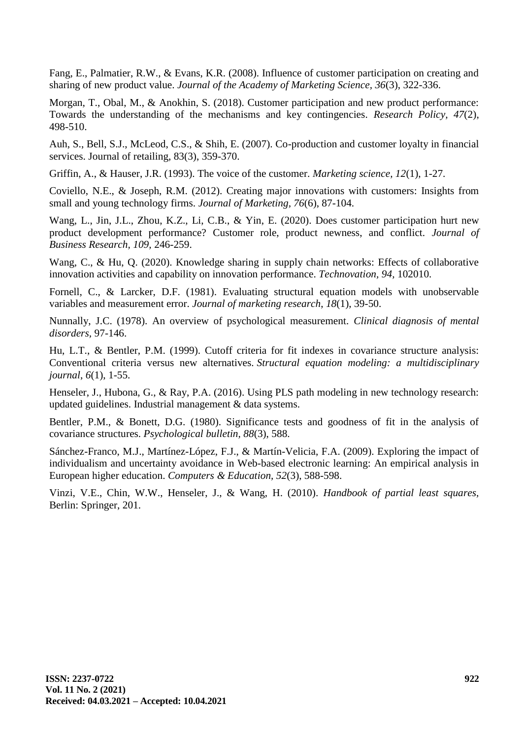Fang, E., Palmatier, R.W., & Evans, K.R. (2008). Influence of customer participation on creating and sharing of new product value. *Journal of the Academy of Marketing Science, 36*(3), 322-336.

Morgan, T., Obal, M., & Anokhin, S. (2018). Customer participation and new product performance: Towards the understanding of the mechanisms and key contingencies. *Research Policy, 47*(2), 498-510.

Auh, S., Bell, S.J., McLeod, C.S., & Shih, E. (2007). Co-production and customer loyalty in financial services. Journal of retailing, 83(3), 359-370.

Griffin, A., & Hauser, J.R. (1993). The voice of the customer. *Marketing science, 12*(1), 1-27.

Coviello, N.E., & Joseph, R.M. (2012). Creating major innovations with customers: Insights from small and young technology firms. *Journal of Marketing, 76*(6), 87-104.

Wang, L., Jin, J.L., Zhou, K.Z., Li, C.B., & Yin, E. (2020). Does customer participation hurt new product development performance? Customer role, product newness, and conflict. *Journal of Business Research, 109,* 246-259.

Wang, C., & Hu, Q. (2020). Knowledge sharing in supply chain networks: Effects of collaborative innovation activities and capability on innovation performance. *Technovation, 94,* 102010.

Fornell, C., & Larcker, D.F. (1981). Evaluating structural equation models with unobservable variables and measurement error. *Journal of marketing research*, *18*(1), 39-50.

Nunnally, J.C. (1978). An overview of psychological measurement. *Clinical diagnosis of mental disorders,* 97-146.

Hu, L.T., & Bentler, P.M. (1999). Cutoff criteria for fit indexes in covariance structure analysis: Conventional criteria versus new alternatives. *Structural equation modeling: a multidisciplinary journal*, *6*(1), 1-55.

Henseler, J., Hubona, G., & Ray, P.A. (2016). Using PLS path modeling in new technology research: updated guidelines. Industrial management & data systems.

Bentler, P.M., & Bonett, D.G. (1980). Significance tests and goodness of fit in the analysis of covariance structures. *Psychological bulletin, 88*(3), 588.

Sánchez-Franco, M.J., Martínez-López, F.J., & Martín-Velicia, F.A. (2009). Exploring the impact of individualism and uncertainty avoidance in Web-based electronic learning: An empirical analysis in European higher education. *Computers & Education, 52*(3), 588-598.

Vinzi, V.E., Chin, W.W., Henseler, J., & Wang, H. (2010). *Handbook of partial least squares*, Berlin: Springer, 201.